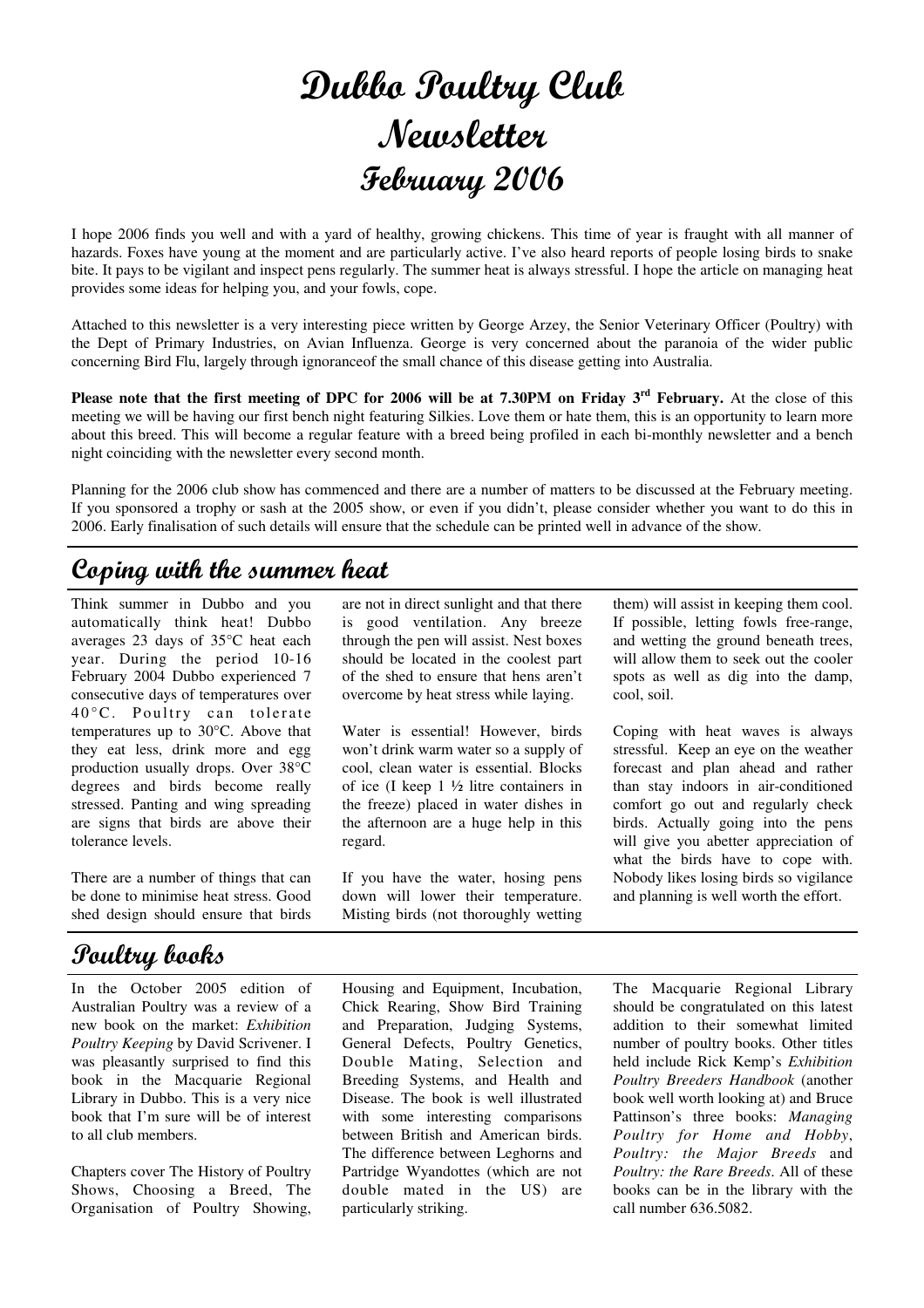# Dubbo Poultry Club Newsletter February 2006

I hope 2006 finds you well and with a yard of healthy, growing chickens. This time of year is fraught with all manner of hazards. Foxes have young at the moment and are particularly active. I've also heard reports of people losing birds to snake bite. It pays to be vigilant and inspect pens regularly. The summer heat is always stressful. I hope the article on managing heat provides some ideas for helping you, and your fowls, cope.

Attached to this newsletter is a very interesting piece written by George Arzey, the Senior Veterinary Officer (Poultry) with the Dept of Primary Industries, on Avian Influenza. George is very concerned about the paranoia of the wider public concerning Bird Flu, largely through ignoranceof the small chance of this disease getting into Australia.

**Please note that the first meeting of DPC for 2006 will be at 7.30PM on Friday 3rd February.** At the close of this meeting we will be having our first bench night featuring Silkies. Love them or hate them, this is an opportunity to learn more about this breed. This will become a regular feature with a breed being profiled in each bi-monthly newsletter and a bench night coinciding with the newsletter every second month.

Planning for the 2006 club show has commenced and there are a number of matters to be discussed at the February meeting. If you sponsored a trophy or sash at the 2005 show, or even if you didn't, please consider whether you want to do this in 2006. Early finalisation of such details will ensure that the schedule can be printed well in advance of the show.

## Coping with the summer heat

Think summer in Dubbo and you automatically think heat! Dubbo averages 23 days of 35°C heat each year. During the period 10-16 February 2004 Dubbo experienced 7 consecutive days of temperatures over 40°C. Poultry can tolerate temperatures up to 30°C. Above that they eat less, drink more and egg production usually drops. Over 38°C degrees and birds become really stressed. Panting and wing spreading are signs that birds are above their tolerance levels.

There are a number of things that can be done to minimise heat stress. Good shed design should ensure that birds are not in direct sunlight and that there is good ventilation. Any breeze through the pen will assist. Nest boxes should be located in the coolest part of the shed to ensure that hens aren't overcome by heat stress while laying.

Water is essential! However, birds won't drink warm water so a supply of cool, clean water is essential. Blocks of ice (I keep 1 ½ litre containers in the freeze) placed in water dishes in the afternoon are a huge help in this regard.

If you have the water, hosing pens down will lower their temperature. Misting birds (not thoroughly wetting them) will assist in keeping them cool. If possible, letting fowls free-range, and wetting the ground beneath trees, will allow them to seek out the cooler spots as well as dig into the damp, cool, soil.

Coping with heat waves is always stressful. Keep an eye on the weather forecast and plan ahead and rather than stay indoors in air-conditioned comfort go out and regularly check birds. Actually going into the pens will give you abetter appreciation of what the birds have to cope with. Nobody likes losing birds so vigilance and planning is well worth the effort.

## Poultry books

In the October 2005 edition of Australian Poultry was a review of a new book on the market: *Exhibition Poultry Keeping* by David Scrivener. I was pleasantly surprised to find this book in the Macquarie Regional Library in Dubbo. This is a very nice book that I'm sure will be of interest to all club members.

Chapters cover The History of Poultry Shows, Choosing a Breed, The Organisation of Poultry Showing, Housing and Equipment, Incubation, Chick Rearing, Show Bird Training and Preparation, Judging Systems, General Defects, Poultry Genetics, Double Mating, Selection and Breeding Systems, and Health and Disease. The book is well illustrated with some interesting comparisons between British and American birds. The difference between Leghorns and Partridge Wyandottes (which are not double mated in the US) are particularly striking.

The Macquarie Regional Library should be congratulated on this latest addition to their somewhat limited number of poultry books. Other titles held include Rick Kemp's *Exhibition Poultry Breeders Handbook* (another book well worth looking at) and Bruce Pattinson's three books: *Managing Poultry for Home and Hobby*, *Poultry: the Major Breeds* and *Poultry: the Rare Breeds*. All of these books can be in the library with the call number 636.5082.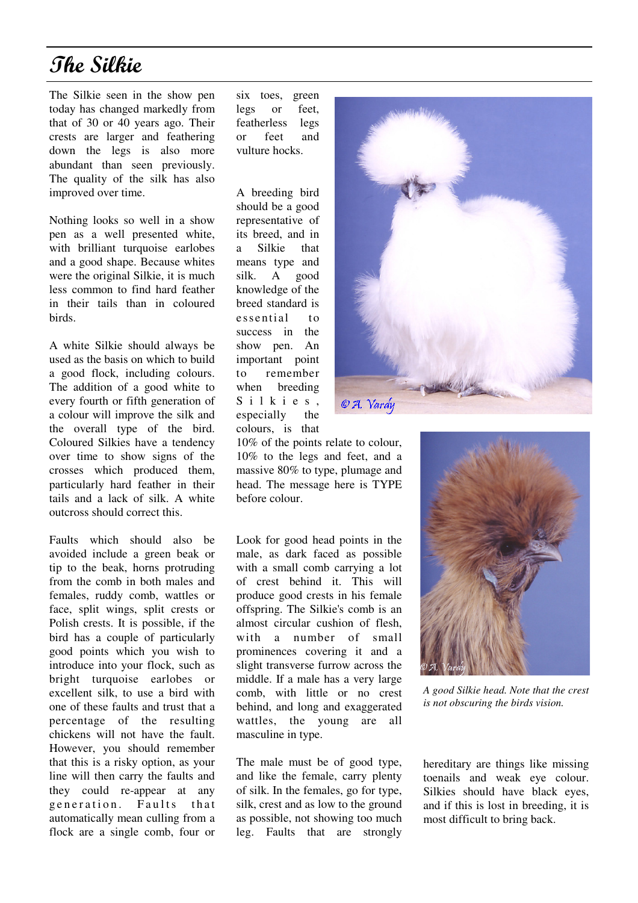# The Silkie

The Silkie seen in the show pen today has changed markedly from that of 30 or 40 years ago. Their crests are larger and feathering down the legs is also more abundant than seen previously. The quality of the silk has also improved over time.

Nothing looks so well in a show pen as a well presented white, with brilliant turquoise earlobes and a good shape. Because whites were the original Silkie, it is much less common to find hard feather in their tails than in coloured birds.

A white Silkie should always be used as the basis on which to build a good flock, including colours. The addition of a good white to every fourth or fifth generation of a colour will improve the silk and the overall type of the bird. Coloured Silkies have a tendency over time to show signs of the crosses which produced them, particularly hard feather in their tails and a lack of silk. A white outcross should correct this.

Faults which should also be avoided include a green beak or tip to the beak, horns protruding from the comb in both males and females, ruddy comb, wattles or face, split wings, split crests or Polish crests. It is possible, if the bird has a couple of particularly good points which you wish to introduce into your flock, such as bright turquoise earlobes or excellent silk, to use a bird with one of these faults and trust that a percentage of the resulting chickens will not have the fault. However, you should remember that this is a risky option, as your line will then carry the faults and they could re-appear at any generation. Faults that automatically mean culling from a flock are a single comb, four or six toes, green legs or feet, featherless legs or feet and vulture hocks.

A breeding bird should be a good representative of its breed, and in a Silkie that means type and silk. A good knowledge of the breed standard is essential to success in the show pen. An important point to remember when breeding Silkies, especially the colours, is that 10% of the points relate to colour, 10% to the legs and feet, and a massive 80% to type, plumage and head. The message here is TYPE before colour.

Look for good head points in the male, as dark faced as possible with a small comb carrying a lot of crest behind it. This will produce good crests in his female offspring. The Silkie's comb is an almost circular cushion of flesh, with a number of small prominences covering it and a slight transverse furrow across the middle. If a male has a very large comb, with little or no crest behind, and long and exaggerated wattles, the young are all masculine in type.

The male must be of good type, and like the female, carry plenty of silk. In the females, go for type, silk, crest and as low to the ground as possible, not showing too much leg. Faults that are strongly hereditary are things like missing toenails and weak eye colour. Silkies should have black eyes, and if this is lost in breeding, it is most difficult to bring back.

© A. Vardy

© A. Vardy

*A good Silkie head. Note that the crest is not obscuring the birds vision.*